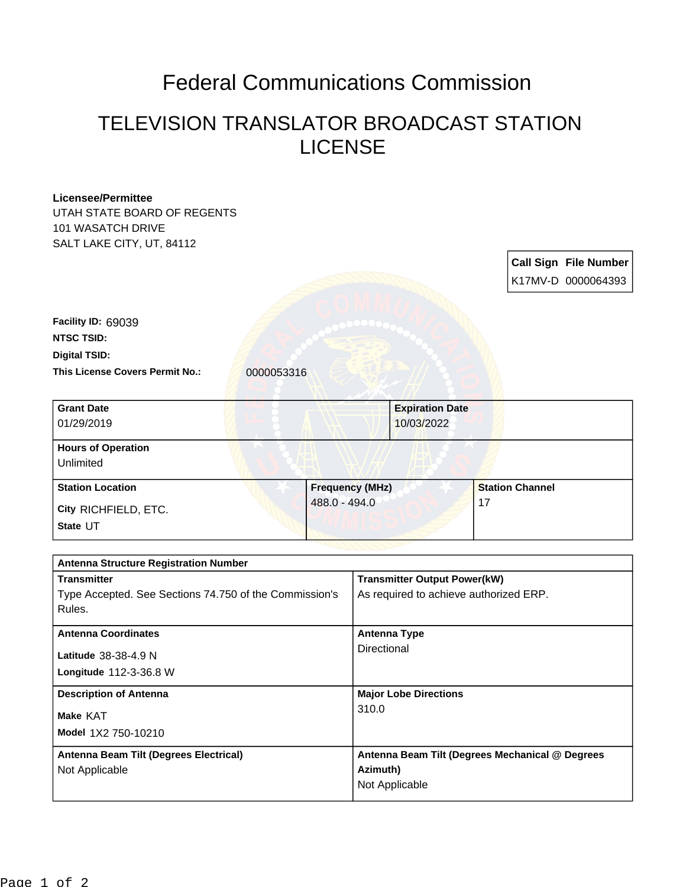# Federal Communications Commission

## TELEVISION TRANSLATOR BROADCAST STATION LICENSE

**Licensee/Permittee**
UTAH STATE BOARD OF REGENTS
101 WASATCH DRIVE
SALT LAKE CITY, UT, 84112

| Call Sign | File Number |
|---|---|
| K17MV-D | 0000064393 |

**Facility ID:** 69039
**NTSC TSID:**
**Digital TSID:**
**This License Covers Permit No.:** 0000053316

| Grant Date | Expiration Date |
|---|---|
| 01/29/2019 | 10/03/2022 |

| Hours of Operation |
|---|
| Unlimited |

| Station Location | Frequency (MHz) | Station Channel |
|---|---|---|
| City RICHFIELD, ETC.<br>State UT | 488.0 - 494.0 | 17 |

| Antenna Structure Registration Number | |
|---|---|
| **Transmitter**<br>Type Accepted. See Sections 74.750 of the Commission's Rules. | **Transmitter Output Power(kW)**<br>As required to achieve authorized ERP. |
| **Antenna Coordinates**<br>Latitude 38-38-4.9 N<br>Longitude 112-3-36.8 W | **Antenna Type**<br>Directional |
| **Description of Antenna**<br>Make KAT<br>Model 1X2 750-10210 | **Major Lobe Directions**<br>310.0 |
| **Antenna Beam Tilt (Degrees Electrical)**<br>Not Applicable | **Antenna Beam Tilt (Degrees Mechanical @ Degrees Azimuth)**<br>Not Applicable |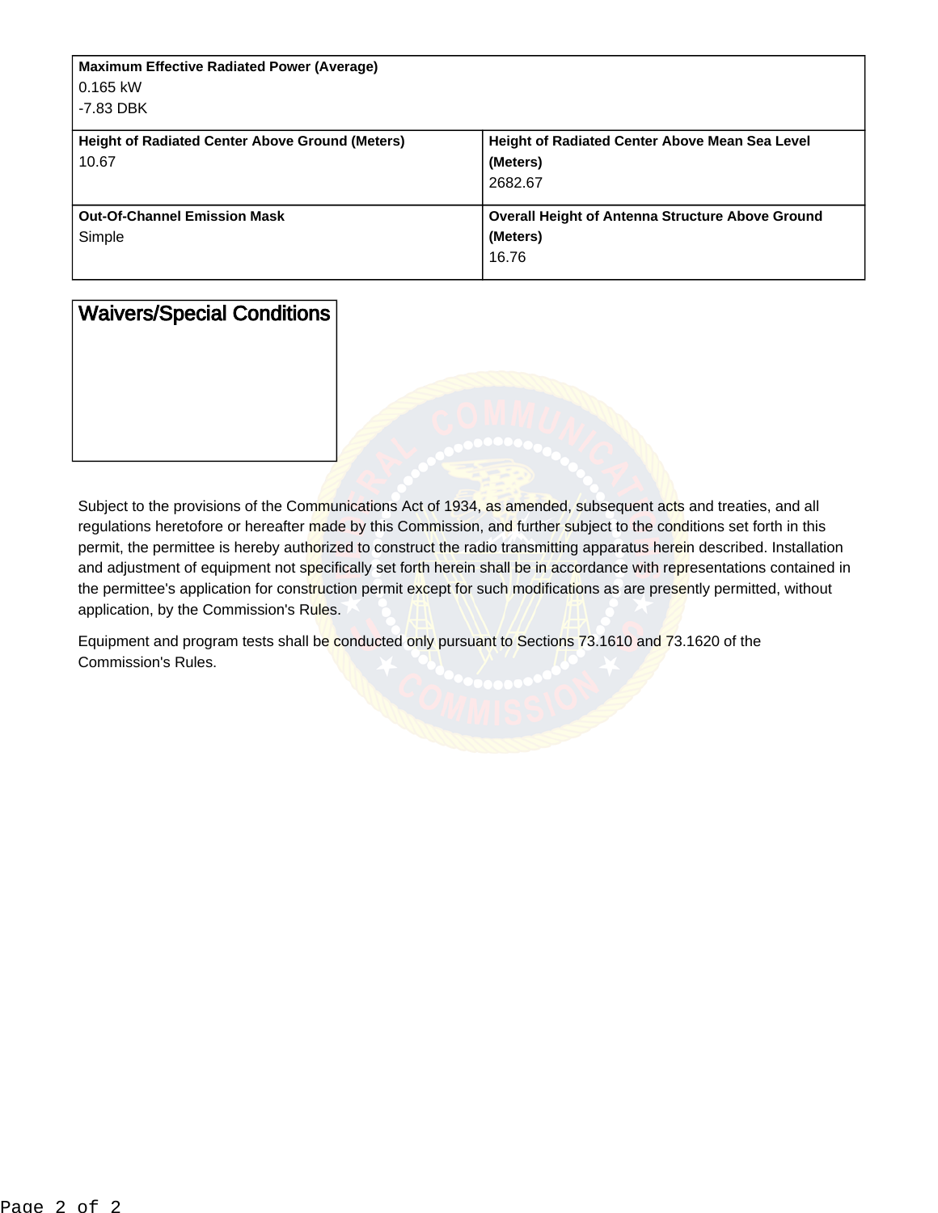| | |
|---|---|
| **Maximum Effective Radiated Power (Average)**<br>0.165 kW<br>-7.83 DBK | |
| **Height of Radiated Center Above Ground (Meters)**<br>10.67 | **Height of Radiated Center Above Mean Sea Level (Meters)**<br>2682.67 |
| **Out-Of-Channel Emission Mask**<br>Simple | **Overall Height of Antenna Structure Above Ground (Meters)**<br>16.76 |

## Waivers/Special Conditions

Subject to the provisions of the Communications Act of 1934, as amended, subsequent acts and treaties, and all regulations heretofore or hereafter made by this Commission, and further subject to the conditions set forth in this permit, the permittee is hereby authorized to construct the radio transmitting apparatus herein described. Installation and adjustment of equipment not specifically set forth herein shall be in accordance with representations contained in the permittee's application for construction permit except for such modifications as are presently permitted, without application, by the Commission's Rules.

Equipment and program tests shall be conducted only pursuant to Sections 73.1610 and 73.1620 of the Commission's Rules.